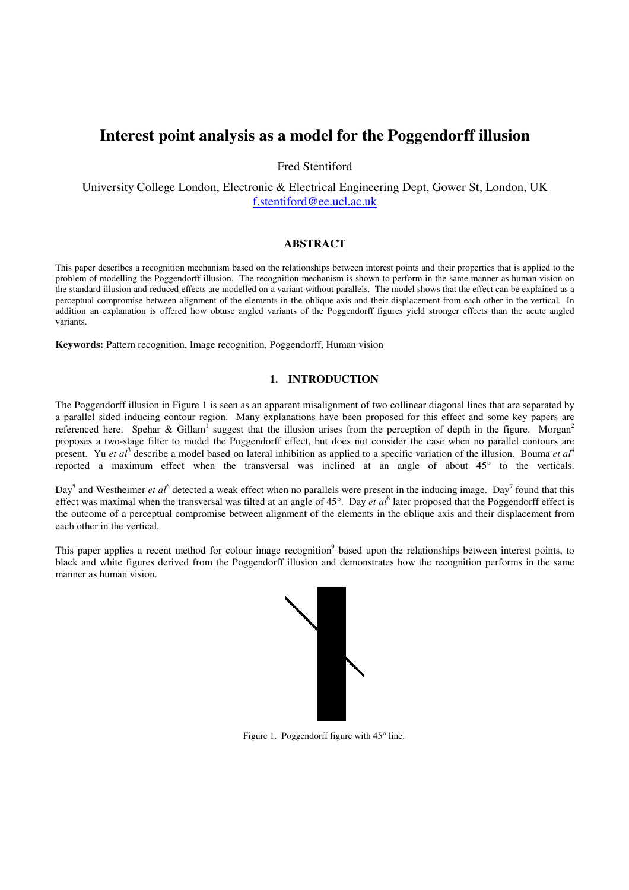# Interest point analysis as a model for the Poggendorff illusion

Fred Stentiford

University College London, Electronic & Electrical Engineering Dept, Gower St, London, UK
f.stentiford@ee.ucl.ac.uk

## ABSTRACT

This paper describes a recognition mechanism based on the relationships between interest points and their properties that is applied to the problem of modelling the Poggendorff illusion. The recognition mechanism is shown to perform in the same manner as human vision on the standard illusion and reduced effects are modelled on a variant without parallels. The model shows that the effect can be explained as a perceptual compromise between alignment of the elements in the oblique axis and their displacement from each other in the vertical. In addition an explanation is offered how obtuse angled variants of the Poggendorff figures yield stronger effects than the acute angled variants.

**Keywords:** Pattern recognition, Image recognition, Poggendorff, Human vision

## 1. INTRODUCTION

The Poggendorff illusion in Figure 1 is seen as an apparent misalignment of two collinear diagonal lines that are separated by a parallel sided inducing contour region. Many explanations have been proposed for this effect and some key papers are referenced here. Spehar & Gillam[1] suggest that the illusion arises from the perception of depth in the figure. Morgan[2] proposes a two-stage filter to model the Poggendorff effect, but does not consider the case when no parallel contours are present. Yu *et al*[3] describe a model based on lateral inhibition as applied to a specific variation of the illusion. Bouma *et al*[4] reported a maximum effect when the transversal was inclined at an angle of about 45° to the verticals.

Day[5] and Westheimer *et al*[6] detected a weak effect when no parallels were present in the inducing image. Day[7] found that this effect was maximal when the transversal was tilted at an angle of 45°. Day *et al*[8] later proposed that the Poggendorff effect is the outcome of a perceptual compromise between alignment of the elements in the oblique axis and their displacement from each other in the vertical.

This paper applies a recent method for colour image recognition[9] based upon the relationships between interest points, to black and white figures derived from the Poggendorff illusion and demonstrates how the recognition performs in the same manner as human vision.

Figure 1. Poggendorff figure with 45° line.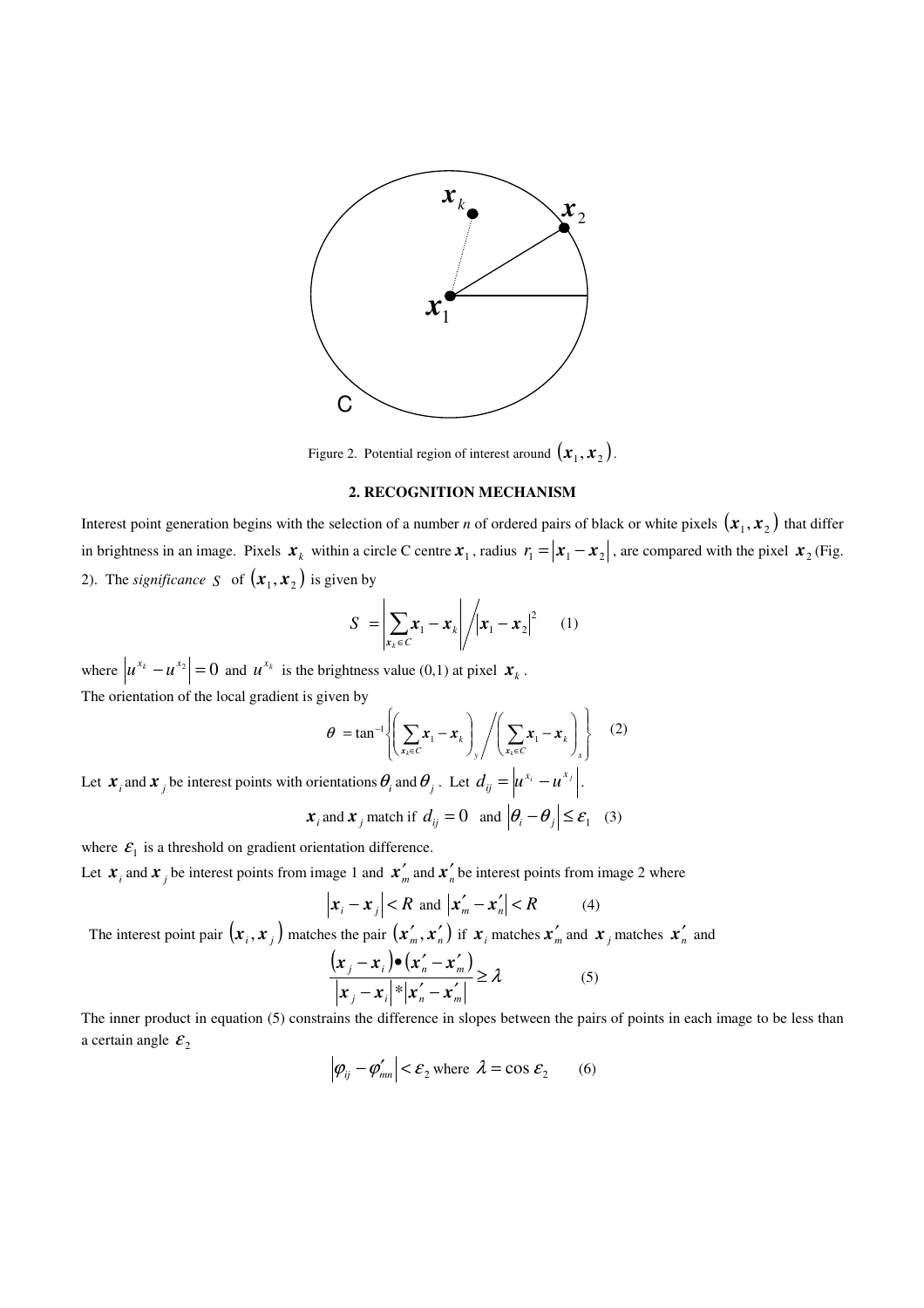$x_k$

$x_2$

$x_1$

C

Figure 2. Potential region of interest around $(\boldsymbol{x}_1, \boldsymbol{x}_2)$.

## 2. RECOGNITION MECHANISM

Interest point generation begins with the selection of a number *n* of ordered pairs of black or white pixels $(\boldsymbol{x}_1, \boldsymbol{x}_2)$ that differ in brightness in an image. Pixels $\boldsymbol{x}_k$ within a circle C centre $\boldsymbol{x}_1$, radius $r_1 = |\boldsymbol{x}_1 - \boldsymbol{x}_2|$, are compared with the pixel $\boldsymbol{x}_2$ (Fig. 2). The *significance* $S$ of $(\boldsymbol{x}_1, \boldsymbol{x}_2)$ is given by

$$S = \left| \sum_{\boldsymbol{x}_k \in C} \boldsymbol{x}_1 - \boldsymbol{x}_k \right| \Big/ \left| \boldsymbol{x}_1 - \boldsymbol{x}_2 \right|^2 \qquad (1)$$

where $\left| u^{x_k} - u^{x_2} \right| = 0$ and $u^{x_k}$ is the brightness value (0,1) at pixel $\boldsymbol{x}_k$.

The orientation of the local gradient is given by

$$\theta = \tan^{-1}\left\{ \left( \sum_{\boldsymbol{x}_k \in C} \boldsymbol{x}_1 - \boldsymbol{x}_k \right)_y \Bigg/ \left( \sum_{\boldsymbol{x}_k \in C} \boldsymbol{x}_1 - \boldsymbol{x}_k \right)_x \right\} \qquad (2)$$

Let $\boldsymbol{x}_i$ and $\boldsymbol{x}_j$ be interest points with orientations $\theta_i$ and $\theta_j$. Let $d_{ij} = \left| u^{x_i} - u^{x_j} \right|$.

$$\boldsymbol{x}_i \text{ and } \boldsymbol{x}_j \text{ match if } d_{ij} = 0 \text{ and } \left| \theta_i - \theta_j \right| \leq \varepsilon_1 \qquad (3)$$

where $\varepsilon_1$ is a threshold on gradient orientation difference.

Let $\boldsymbol{x}_i$ and $\boldsymbol{x}_j$ be interest points from image 1 and $\boldsymbol{x}'_m$ and $\boldsymbol{x}'_n$ be interest points from image 2 where

$$\left| \boldsymbol{x}_i - \boldsymbol{x}_j \right| < R \text{ and } \left| \boldsymbol{x}'_m - \boldsymbol{x}'_n \right| < R \qquad (4)$$

The interest point pair $(\boldsymbol{x}_i, \boldsymbol{x}_j)$ matches the pair $(\boldsymbol{x}'_m, \boldsymbol{x}'_n)$ if $\boldsymbol{x}_i$ matches $\boldsymbol{x}'_m$ and $\boldsymbol{x}_j$ matches $\boldsymbol{x}'_n$ and

$$\frac{(\boldsymbol{x}_j - \boldsymbol{x}_i) \bullet (\boldsymbol{x}'_n - \boldsymbol{x}'_m)}{\left| \boldsymbol{x}_j - \boldsymbol{x}_i \right| * \left| \boldsymbol{x}'_n - \boldsymbol{x}'_m \right|} \geq \lambda \qquad (5)$$

The inner product in equation (5) constrains the difference in slopes between the pairs of points in each image to be less than a certain angle $\varepsilon_2$

$$\left| \varphi_{ij} - \varphi'_{mn} \right| < \varepsilon_2 \text{ where } \lambda = \cos \varepsilon_2 \qquad (6)$$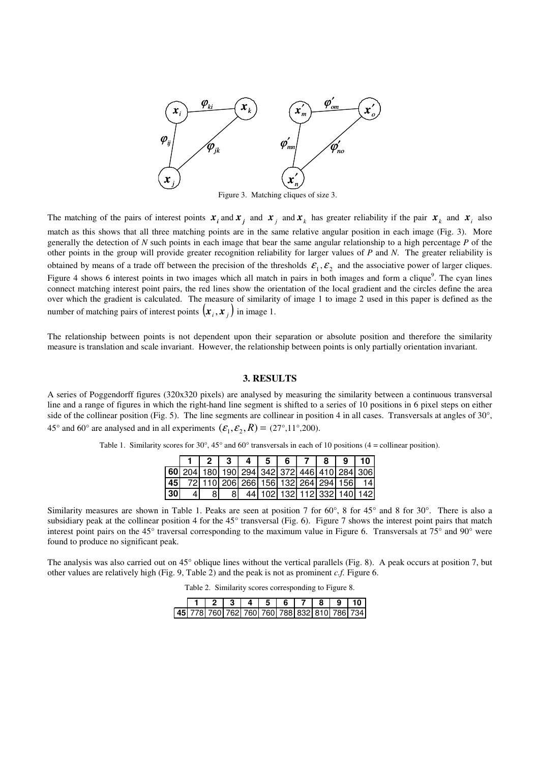$\varphi_{ki}$ $x_i$ $x_k$ $\varphi_{ij}$ $\varphi_{jk}$ $x_j$ $\varphi'_{om}$ $x'_m$ $x'_o$ $\varphi'_{mn}$ $\varphi'_{no}$ $x'_n$

Figure 3. Matching cliques of size 3.

The matching of the pairs of interest points $x_i$ and $x_j$ and $x_j$ and $x_k$ has greater reliability if the pair $x_k$ and $x_i$ also match as this shows that all three matching points are in the same relative angular position in each image (Fig. 3). More generally the detection of *N* such points in each image that bear the same angular relationship to a high percentage *P* of the other points in the group will provide greater recognition reliability for larger values of *P* and *N*. The greater reliability is obtained by means of a trade off between the precision of the thresholds $\varepsilon_1, \varepsilon_2$ and the associative power of larger cliques. Figure 4 shows 6 interest points in two images which all match in pairs in both images and form a clique[9]. The cyan lines connect matching interest point pairs, the red lines show the orientation of the local gradient and the circles define the area over which the gradient is calculated. The measure of similarity of image 1 to image 2 used in this paper is defined as the number of matching pairs of interest points $(x_i, x_j)$ in image 1.

The relationship between points is not dependent upon their separation or absolute position and therefore the similarity measure is translation and scale invariant. However, the relationship between points is only partially orientation invariant.

## 3. RESULTS

A series of Poggendorff figures (320x320 pixels) are analysed by measuring the similarity between a continuous transversal line and a range of figures in which the right-hand line segment is shifted to a series of 10 positions in 6 pixel steps on either side of the collinear position (Fig. 5). The line segments are collinear in position 4 in all cases. Transversals at angles of 30°, 45° and 60° are analysed and in all experiments $(\varepsilon_1, \varepsilon_2, R) = (27°, 11°, 200)$.

Table 1. Similarity scores for 30°, 45° and 60° transversals in each of 10 positions (4 = collinear position).

| | 1 | 2 | 3 | 4 | 5 | 6 | 7 | 8 | 9 | 10 |
|---|---|---|---|---|---|---|---|---|---|---|
| **60** | 204 | 180 | 190 | 294 | 342 | 372 | 446 | 410 | 284 | 306 |
| **45** | 72 | 110 | 206 | 266 | 156 | 132 | 264 | 294 | 156 | 14 |
| **30** | 4 | 8 | 8 | 44 | 102 | 132 | 112 | 332 | 140 | 142 |

Similarity measures are shown in Table 1. Peaks are seen at position 7 for 60°, 8 for 45° and 8 for 30°. There is also a subsidiary peak at the collinear position 4 for the 45° transversal (Fig. 6). Figure 7 shows the interest point pairs that match interest point pairs on the 45° traversal corresponding to the maximum value in Figure 6. Transversals at 75° and 90° were found to produce no significant peak.

The analysis was also carried out on 45° oblique lines without the vertical parallels (Fig. 8). A peak occurs at position 7, but other values are relatively high (Fig. 9, Table 2) and the peak is not as prominent *c.f.* Figure 6.

Table 2. Similarity scores corresponding to Figure 8.

| | 1 | 2 | 3 | 4 | 5 | 6 | 7 | 8 | 9 | 10 |
|---|---|---|---|---|---|---|---|---|---|---|
| **45** | 778 | 760 | 762 | 760 | 760 | 788 | 832 | 810 | 786 | 734 |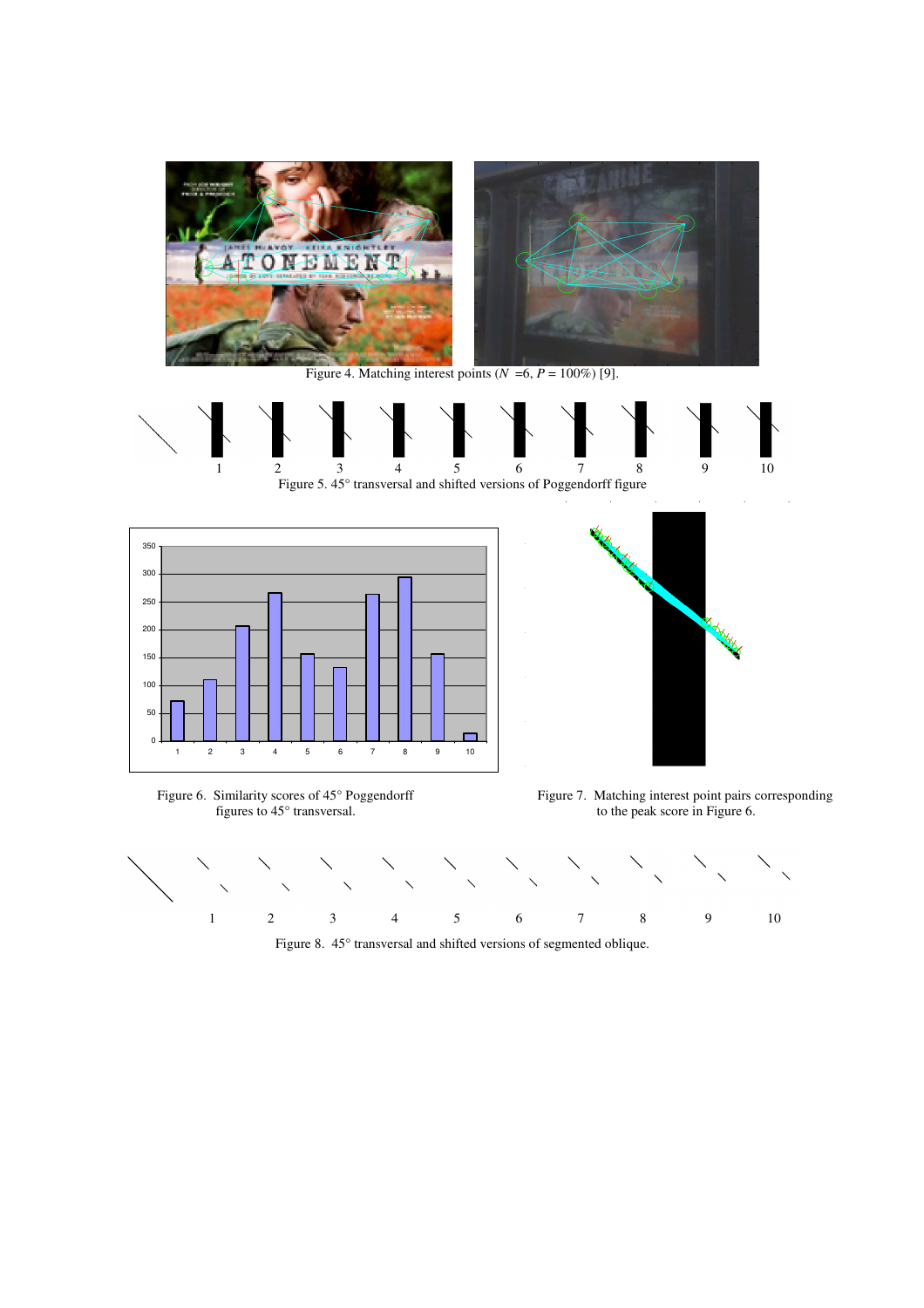Figure 4. Matching interest points ($N$ =6, $P$ = 100%) [9].

1 2 3 4 5 6 7 8 9 10

Figure 5. 45° transversal and shifted versions of Poggendorff figure

350
300
250
200
150
100
50
0
1 2 3 4 5 6 7 8 9 10

Figure 6. Similarity scores of 45° Poggendorff figures to 45° transversal.

Figure 7. Matching interest point pairs corresponding to the peak score in Figure 6.

1 2 3 4 5 6 7 8 9 10

Figure 8. 45° transversal and shifted versions of segmented oblique.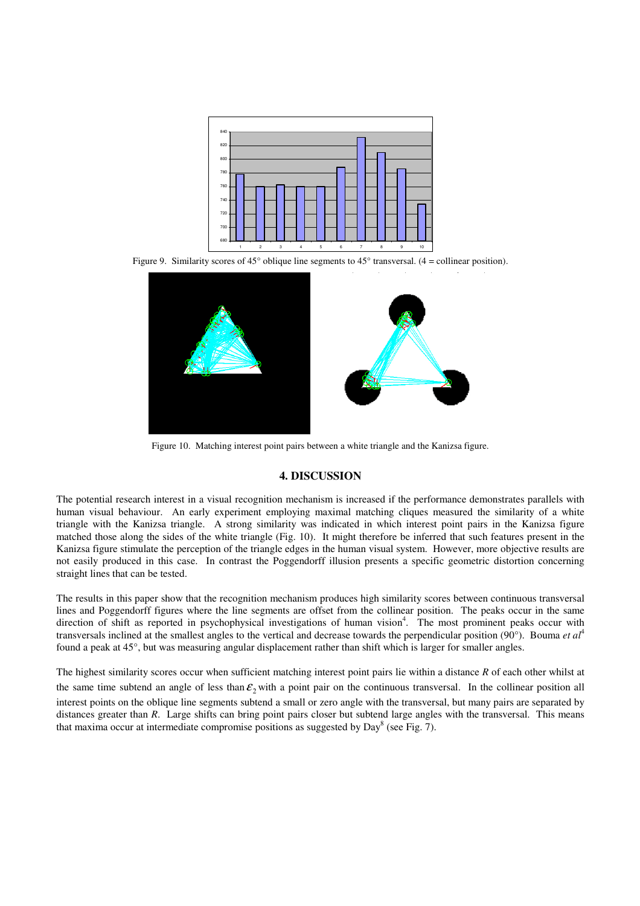840
820
800
780
760
740
720
700
680

1 2 3 4 5 6 7 8 9 10

Figure 9. Similarity scores of 45° oblique line segments to 45° transversal. (4 = collinear position).

Figure 10. Matching interest point pairs between a white triangle and the Kanizsa figure.

## 4. DISCUSSION

The potential research interest in a visual recognition mechanism is increased if the performance demonstrates parallels with human visual behaviour. An early experiment employing maximal matching cliques measured the similarity of a white triangle with the Kanizsa triangle. A strong similarity was indicated in which interest point pairs in the Kanizsa figure matched those along the sides of the white triangle (Fig. 10). It might therefore be inferred that such features present in the Kanizsa figure stimulate the perception of the triangle edges in the human visual system. However, more objective results are not easily produced in this case. In contrast the Poggendorff illusion presents a specific geometric distortion concerning straight lines that can be tested.

The results in this paper show that the recognition mechanism produces high similarity scores between continuous transversal lines and Poggendorff figures where the line segments are offset from the collinear position. The peaks occur in the same direction of shift as reported in psychophysical investigations of human vision[4]. The most prominent peaks occur with transversals inclined at the smallest angles to the vertical and decrease towards the perpendicular position (90°). Bouma *et al*[4] found a peak at 45°, but was measuring angular displacement rather than shift which is larger for smaller angles.

The highest similarity scores occur when sufficient matching interest point pairs lie within a distance *R* of each other whilst at the same time subtend an angle of less than $\varepsilon_2$ with a point pair on the continuous transversal. In the collinear position all interest points on the oblique line segments subtend a small or zero angle with the transversal, but many pairs are separated by distances greater than *R*. Large shifts can bring point pairs closer but subtend large angles with the transversal. This means that maxima occur at intermediate compromise positions as suggested by Day[8] (see Fig. 7).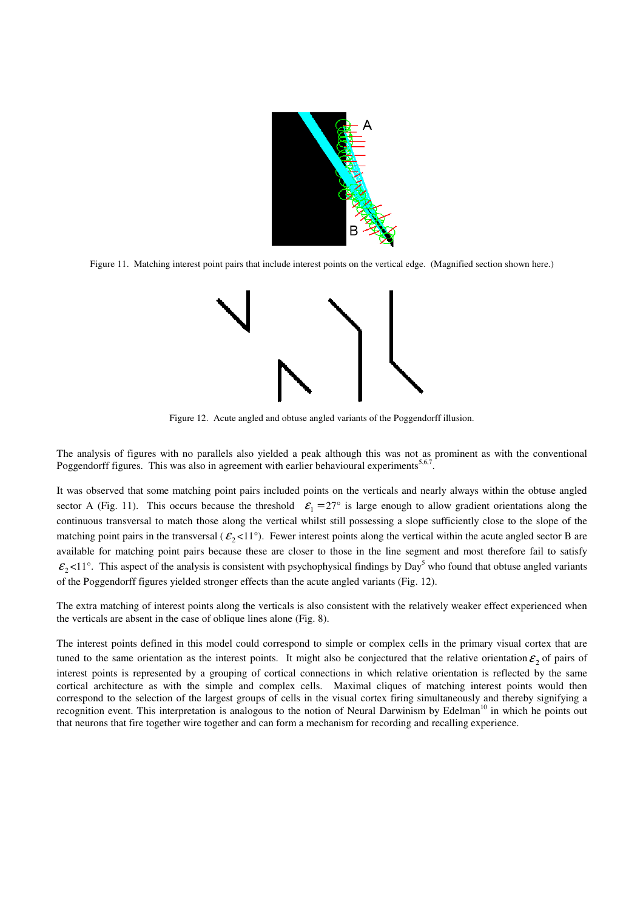A

B

Figure 11. Matching interest point pairs that include interest points on the vertical edge. (Magnified section shown here.)

Figure 12. Acute angled and obtuse angled variants of the Poggendorff illusion.

The analysis of figures with no parallels also yielded a peak although this was not as prominent as with the conventional Poggendorff figures. This was also in agreement with earlier behavioural experiments[5,6,7].

It was observed that some matching point pairs included points on the verticals and nearly always within the obtuse angled sector A (Fig. 11). This occurs because the threshold $\varepsilon_1 = 27°$ is large enough to allow gradient orientations along the continuous transversal to match those along the vertical whilst still possessing a slope sufficiently close to the slope of the matching point pairs in the transversal ($\varepsilon_2 < 11°$). Fewer interest points along the vertical within the acute angled sector B are available for matching point pairs because these are closer to those in the line segment and most therefore fail to satisfy $\varepsilon_2 < 11°$. This aspect of the analysis is consistent with psychophysical findings by Day[5] who found that obtuse angled variants of the Poggendorff figures yielded stronger effects than the acute angled variants (Fig. 12).

The extra matching of interest points along the verticals is also consistent with the relatively weaker effect experienced when the verticals are absent in the case of oblique lines alone (Fig. 8).

The interest points defined in this model could correspond to simple or complex cells in the primary visual cortex that are tuned to the same orientation as the interest points. It might also be conjectured that the relative orientation $\varepsilon_2$ of pairs of interest points is represented by a grouping of cortical connections in which relative orientation is reflected by the same cortical architecture as with the simple and complex cells. Maximal cliques of matching interest points would then correspond to the selection of the largest groups of cells in the visual cortex firing simultaneously and thereby signifying a recognition event. This interpretation is analogous to the notion of Neural Darwinism by Edelman[10] in which he points out that neurons that fire together wire together and can form a mechanism for recording and recalling experience.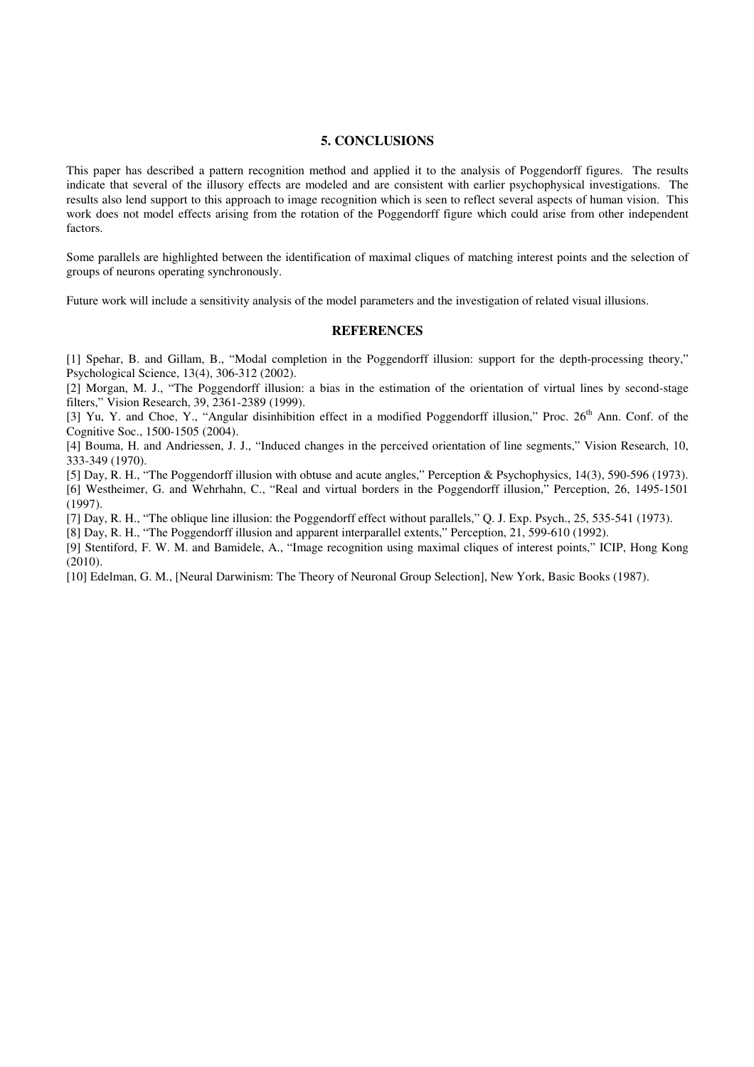## 5. CONCLUSIONS

This paper has described a pattern recognition method and applied it to the analysis of Poggendorff figures. The results indicate that several of the illusory effects are modeled and are consistent with earlier psychophysical investigations. The results also lend support to this approach to image recognition which is seen to reflect several aspects of human vision. This work does not model effects arising from the rotation of the Poggendorff figure which could arise from other independent factors.

Some parallels are highlighted between the identification of maximal cliques of matching interest points and the selection of groups of neurons operating synchronously.

Future work will include a sensitivity analysis of the model parameters and the investigation of related visual illusions.

## REFERENCES

[1] Spehar, B. and Gillam, B., "Modal completion in the Poggendorff illusion: support for the depth-processing theory," Psychological Science, 13(4), 306-312 (2002).

[2] Morgan, M. J., "The Poggendorff illusion: a bias in the estimation of the orientation of virtual lines by second-stage filters," Vision Research, 39, 2361-2389 (1999).

[3] Yu, Y. and Choe, Y., "Angular disinhibition effect in a modified Poggendorff illusion," Proc. 26th Ann. Conf. of the Cognitive Soc., 1500-1505 (2004).

[4] Bouma, H. and Andriessen, J. J., "Induced changes in the perceived orientation of line segments," Vision Research, 10, 333-349 (1970).

[5] Day, R. H., "The Poggendorff illusion with obtuse and acute angles," Perception & Psychophysics, 14(3), 590-596 (1973).

[6] Westheimer, G. and Wehrhahn, C., "Real and virtual borders in the Poggendorff illusion," Perception, 26, 1495-1501 (1997).

[7] Day, R. H., "The oblique line illusion: the Poggendorff effect without parallels," Q. J. Exp. Psych., 25, 535-541 (1973).

[8] Day, R. H., "The Poggendorff illusion and apparent interparallel extents," Perception, 21, 599-610 (1992).

[9] Stentiford, F. W. M. and Bamidele, A., "Image recognition using maximal cliques of interest points," ICIP, Hong Kong (2010).

[10] Edelman, G. M., [Neural Darwinism: The Theory of Neuronal Group Selection], New York, Basic Books (1987).